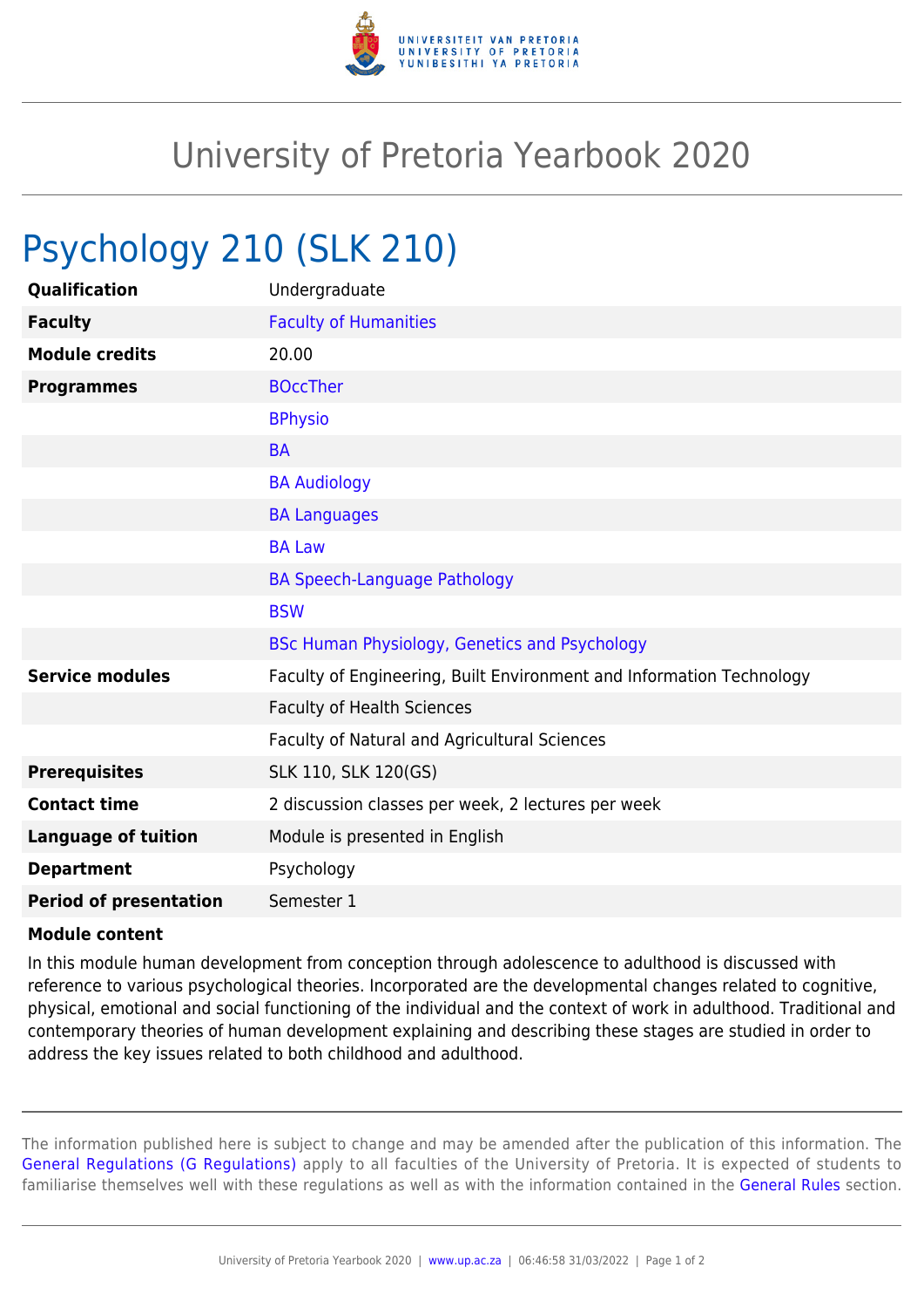# University of Pretoria Yearbook 2020

## Psychology 210 (SLK 210)

| | |
|---|---|
| **Qualification** | Undergraduate |
| **Faculty** | Faculty of Humanities |
| **Module credits** | 20.00 |
| **Programmes** | BOccTher |
| | BPhysio |
| | BA |
| | BA Audiology |
| | BA Languages |
| | BA Law |
| | BA Speech-Language Pathology |
| | BSW |
| | BSc Human Physiology, Genetics and Psychology |
| **Service modules** | Faculty of Engineering, Built Environment and Information Technology |
| | Faculty of Health Sciences |
| | Faculty of Natural and Agricultural Sciences |
| **Prerequisites** | SLK 110, SLK 120(GS) |
| **Contact time** | 2 discussion classes per week, 2 lectures per week |
| **Language of tuition** | Module is presented in English |
| **Department** | Psychology |
| **Period of presentation** | Semester 1 |

**Module content**

In this module human development from conception through adolescence to adulthood is discussed with reference to various psychological theories. Incorporated are the developmental changes related to cognitive, physical, emotional and social functioning of the individual and the context of work in adulthood. Traditional and contemporary theories of human development explaining and describing these stages are studied in order to address the key issues related to both childhood and adulthood.

The information published here is subject to change and may be amended after the publication of this information. The General Regulations (G Regulations) apply to all faculties of the University of Pretoria. It is expected of students to familiarise themselves well with these regulations as well as with the information contained in the General Rules section.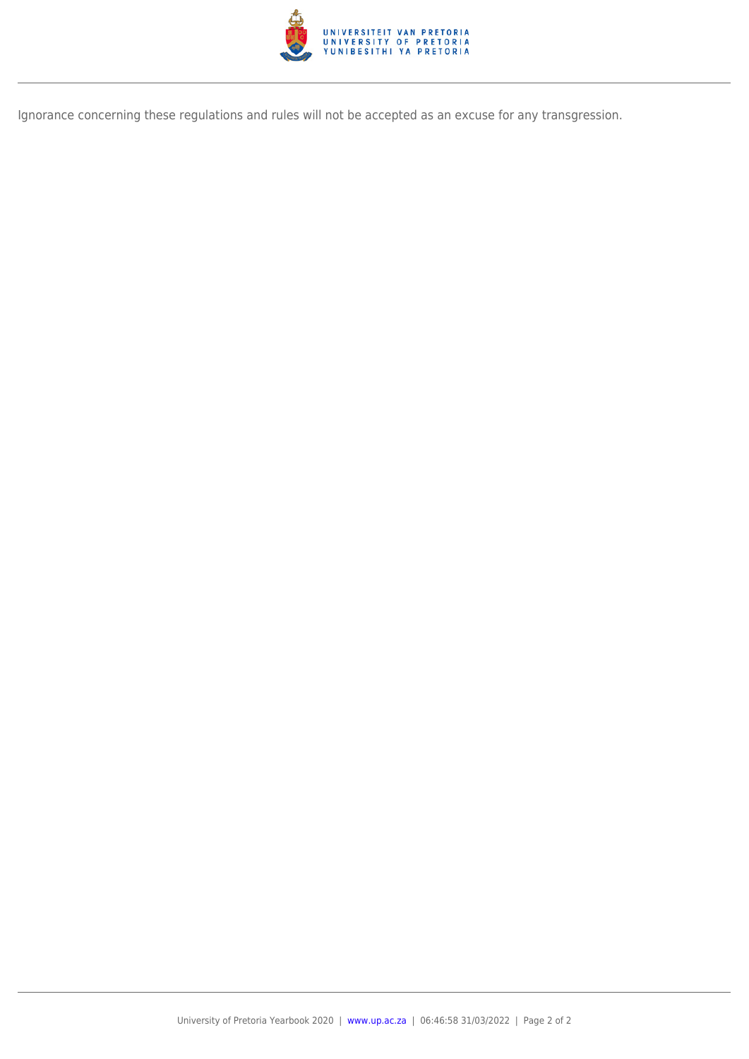Ignorance concerning these regulations and rules will not be accepted as an excuse for any transgression.